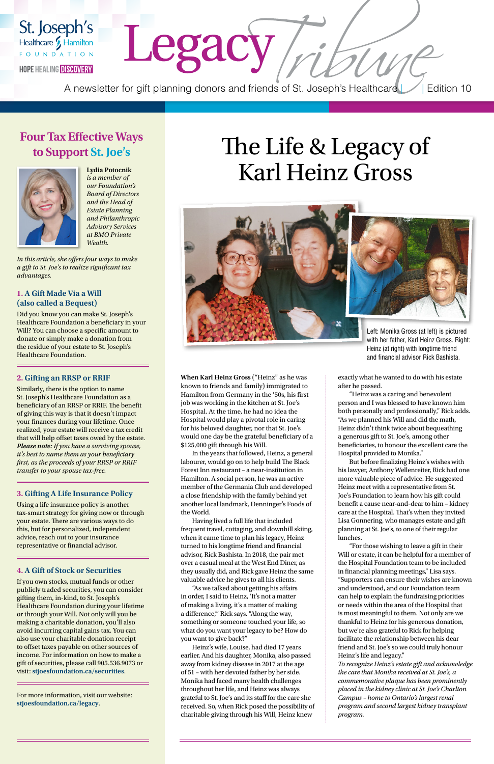St. Joseph's Healthcare Hamilton FOUNDATION

HOPE HEALING DISCOVERY

# Legacy Tribune

A newsletter for gift planning donors and friends of St. Joseph's Healthcare | Edition 10

## Four Tax Effective Ways to Support St. Joe's

**Lydia Potocnik** *is a member of our Foundation's Board of Directors and the Head of Estate Planning and Philanthropic Advisory Services at BMO Private Wealth.*

*In this article, she offers four ways to make a gift to St. Joe's to realize significant tax advantages.*

### 1. A Gift Made Via a Will (also called a Bequest)

Did you know you can make St. Joseph's Healthcare Foundation a beneficiary in your Will? You can choose a specific amount to donate or simply make a donation from the residue of your estate to St. Joseph's Healthcare Foundation.

### 2. Gifting an RRSP or RRIF

Similarly, there is the option to name St. Joseph's Healthcare Foundation as a beneficiary of an RRSP or RRIF. The benefit of giving this way is that it doesn't impact your finances during your lifetime. Once realized, your estate will receive a tax credit that will help offset taxes owed by the estate. ***Please note:*** *If you have a surviving spouse, it's best to name them as your beneficiary first, as the proceeds of your RRSP or RRIF transfer to your spouse tax-free.*

### 3. Gifting A Life Insurance Policy

Using a life insurance policy is another tax-smart strategy for giving now or through your estate. There are various ways to do this, but for personalized, independent advice, reach out to your insurance representative or financial advisor.

### 4. A Gift of Stock or Securities

If you own stocks, mutual funds or other publicly traded securities, you can consider gifting them, in-kind, to St. Joseph's Healthcare Foundation during your lifetime or through your Will. Not only will you be making a charitable donation, you'll also avoid incurring capital gains tax. You can also use your charitable donation receipt to offset taxes payable on other sources of income. For information on how to make a gift of securities, please call 905.536.9073 or visit: **stjoesfoundation.ca/securities**.

For more information, visit our website: **stjoesfoundation.ca/legacy**.

# The Life & Legacy of Karl Heinz Gross

Left: Monika Gross (at left) is pictured with her father, Karl Heinz Gross. Right: Heinz (at right) with longtime friend and financial advisor Rick Bashista.

**When Karl Heinz Gross** ("Heinz" as he was known to friends and family) immigrated to Hamilton from Germany in the '50s, his first job was working in the kitchen at St. Joe's Hospital. At the time, he had no idea the Hospital would play a pivotal role in caring for his beloved daughter, nor that St. Joe's would one day be the grateful beneficiary of a $125,000 gift through his Will.

In the years that followed, Heinz, a general labourer, would go on to help build The Black Forest Inn restaurant – a near-institution in Hamilton. A social person, he was an active member of the Germania Club and developed a close friendship with the family behind yet another local landmark, Denninger's Foods of the World.

Having lived a full life that included frequent travel, cottaging, and downhill skiing, when it came time to plan his legacy, Heinz turned to his longtime friend and financial advisor, Rick Bashista. In 2018, the pair met over a casual meal at the West End Diner, as they usually did, and Rick gave Heinz the same valuable advice he gives to all his clients.

"As we talked about getting his affairs in order, I said to Heinz, 'It's not a matter of making a living, it's a matter of making a difference,'" Rick says. "Along the way, something or someone touched your life, so what do you want your legacy to be? How do you want to give back?"

Heinz's wife, Louise, had died 17 years earlier. And his daughter, Monika, also passed away from kidney disease in 2017 at the age of 51 – with her devoted father by her side. Monika had faced many health challenges throughout her life, and Heinz was always grateful to St. Joe's and its staff for the care she received. So, when Rick posed the possibility of charitable giving through his Will, Heinz knew exactly what he wanted to do with his estate after he passed.

"Heinz was a caring and benevolent person and I was blessed to have known him both personally and professionally," Rick adds. "As we planned his Will and did the math, Heinz didn't think twice about bequeathing a generous gift to St. Joe's, among other beneficiaries, to honour the excellent care the Hospital provided to Monika."

But before finalizing Heinz's wishes with his lawyer, Anthony Wellenreiter, Rick had one more valuable piece of advice. He suggested Heinz meet with a representative from St. Joe's Foundation to learn how his gift could benefit a cause near-and-dear to him – kidney care at the Hospital. That's when they invited Lisa Gonnering, who manages estate and gift planning at St. Joe's, to one of their regular lunches.

"For those wishing to leave a gift in their Will or estate, it can be helpful for a member of the Hospital Foundation team to be included in financial planning meetings," Lisa says. "Supporters can ensure their wishes are known and understood, and our Foundation team can help to explain the fundraising priorities or needs within the area of the Hospital that is most meaningful to them. Not only are we thankful to Heinz for his generous donation, but we're also grateful to Rick for helping facilitate the relationship between his dear friend and St. Joe's so we could truly honour Heinz's life and legacy."

*To recognize Heinz's estate gift and acknowledge the care that Monika received at St. Joe's, a commemorative plaque has been prominently placed in the kidney clinic at St. Joe's Charlton Campus – home to Ontario's largest renal program and second largest kidney transplant program.*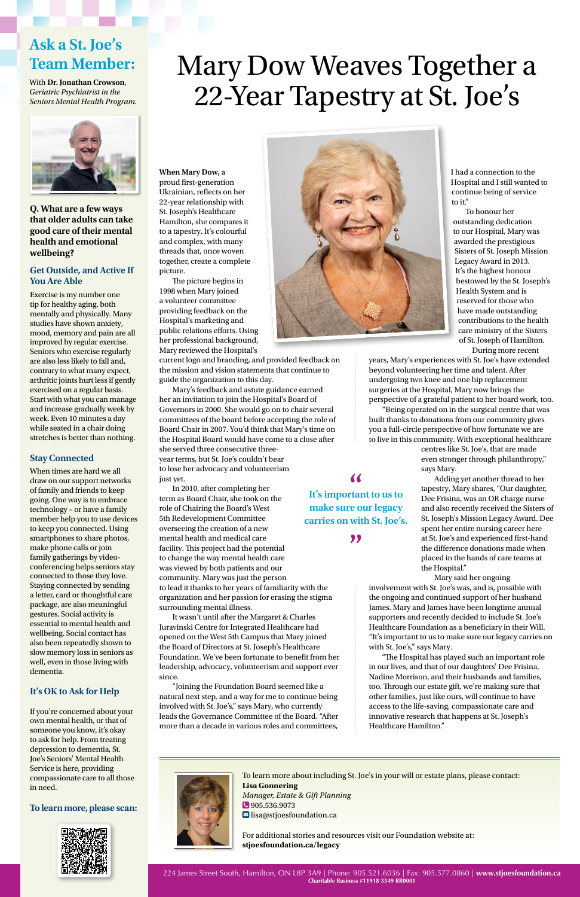## Ask a St. Joe's Team Member:

With **Dr. Jonathan Crowson**, *Geriatric Psychiatrist in the Seniors Mental Health Program.*

**Q. What are a few ways that older adults can take good care of their mental health and emotional wellbeing?**

### Get Outside, and Active If You Are Able

Exercise is my number one tip for healthy aging, both mentally and physically. Many studies have shown anxiety, mood, memory and pain are all improved by regular exercise. Seniors who exercise regularly are also less likely to fall and, contrary to what many expect, arthritic joints hurt less if gently exercised on a regular basis. Start with what you can manage and increase gradually week by week. Even 10 minutes a day while seated in a chair doing stretches is better than nothing.

### Stay Connected

When times are hard we all draw on our support networks of family and friends to keep going. One way is to embrace technology – or have a family member help you to use devices to keep you connected. Using smartphones to share photos, make phone calls or join family gatherings by video-conferencing helps seniors stay connected to those they love. Staying connected by sending a letter, card or thoughtful care package, are also meaningful gestures. Social activity is essential to mental health and wellbeing. Social contact has also been repeatedly shown to slow memory loss in seniors as well, even in those living with dementia.

### It's OK to Ask for Help

If you're concerned about your own mental health, or that of someone you know, it's okay to ask for help. From treating depression to dementia, St. Joe's Seniors' Mental Health Service is here, providing compassionate care to all those in need.

**To learn more, please scan:**

# Mary Dow Weaves Together a 22-Year Tapestry at St. Joe's

**When Mary Dow,** a proud first-generation Ukrainian, reflects on her 22-year relationship with St. Joseph's Healthcare Hamilton, she compares it to a tapestry. It's colourful and complex, with many threads that, once woven together, create a complete picture.

The picture begins in 1998 when Mary joined a volunteer committee providing feedback on the Hospital's marketing and public relations efforts. Using her professional background, Mary reviewed the Hospital's current logo and branding, and provided feedback on the mission and vision statements that continue to guide the organization to this day.

Mary's feedback and astute guidance earned her an invitation to join the Hospital's Board of Governors in 2000. She would go on to chair several committees of the board before accepting the role of Board Chair in 2007. You'd think that Mary's time on the Hospital Board would have come to a close after she served three consecutive three-year terms, but St. Joe's couldn't bear to lose her advocacy and volunteerism just yet.

In 2010, after completing her term as Board Chair, she took on the role of Chairing the Board's West 5th Redevelopment Committee overseeing the creation of a new mental health and medical care facility. This project had the potential to change the way mental health care was viewed by both patients and our community. Mary was just the person to lead it thanks to her years of familiarity with the organization and her passion for erasing the stigma surrounding mental illness.

It wasn't until after the Margaret & Charles Juravinski Centre for Integrated Healthcare had opened on the West 5th Campus that Mary joined the Board of Directors at St. Joseph's Healthcare Foundation. We've been fortunate to benefit from her leadership, advocacy, volunteerism and support ever since.

"Joining the Foundation Board seemed like a natural next step, and a way for me to continue being involved with St. Joe's," says Mary, who currently leads the Governance Committee of the Board. "After more than a decade in various roles and committees, I had a connection to the Hospital and I still wanted to continue being of service to it."

To honour her outstanding dedication to our Hospital, Mary was awarded the prestigious Sisters of St. Joseph Mission Legacy Award in 2013. It's the highest honour bestowed by the St. Joseph's Health System and is reserved for those who have made outstanding contributions to the health care ministry of the Sisters of St. Joseph of Hamilton.

During more recent years, Mary's experiences with St. Joe's have extended beyond volunteering her time and talent. After undergoing two knee and one hip replacement surgeries at the Hospital, Mary now brings the perspective of a grateful patient to her board work, too.

"Being operated on in the surgical centre that was built thanks to donations from our community gives you a full-circle perspective of how fortunate we are to live in this community. With exceptional healthcare centres like St. Joe's, that are made even stronger through philanthropy," says Mary.

> **"It's important to us to make sure our legacy carries on with St. Joe's."**

Adding yet another thread to her tapestry, Mary shares, "Our daughter, Dee Frisina, was an OR charge nurse and also recently received the Sisters of St. Joseph's Mission Legacy Award. Dee spent her entire nursing career here at St. Joe's and experienced first-hand the difference donations made when placed in the hands of care teams at the Hospital."

Mary said her ongoing involvement with St. Joe's was, and is, possible with the ongoing and continued support of her husband James. Mary and James have been longtime annual supporters and recently decided to include St. Joe's Healthcare Foundation as a beneficiary in their Will. "It's important to us to make sure our legacy carries on with St. Joe's," says Mary.

"The Hospital has played such an important role in our lives, and that of our daughters' Dee Frisina, Nadine Morrison, and their husbands and families, too. Through our estate gift, we're making sure that other families, just like ours, will continue to have access to the life-saving, compassionate care and innovative research that happens at St. Joseph's Healthcare Hamilton."

To learn more about including St. Joe's in your will or estate plans, please contact:
**Lisa Gonnering**
*Manager, Estate & Gift Planning*
905.536.9073
lisa@stjoesfoundation.ca

For additional stories and resources visit our Foundation website at:
**stjoesfoundation.ca/legacy**

224 James Street South, Hamilton, ON L8P 3A9 | Phone: 905.521.6036 | Fax: 905.577.0860 | **www.stjoesfoundation.ca**
Charitable Business #11918 3549 RR0001